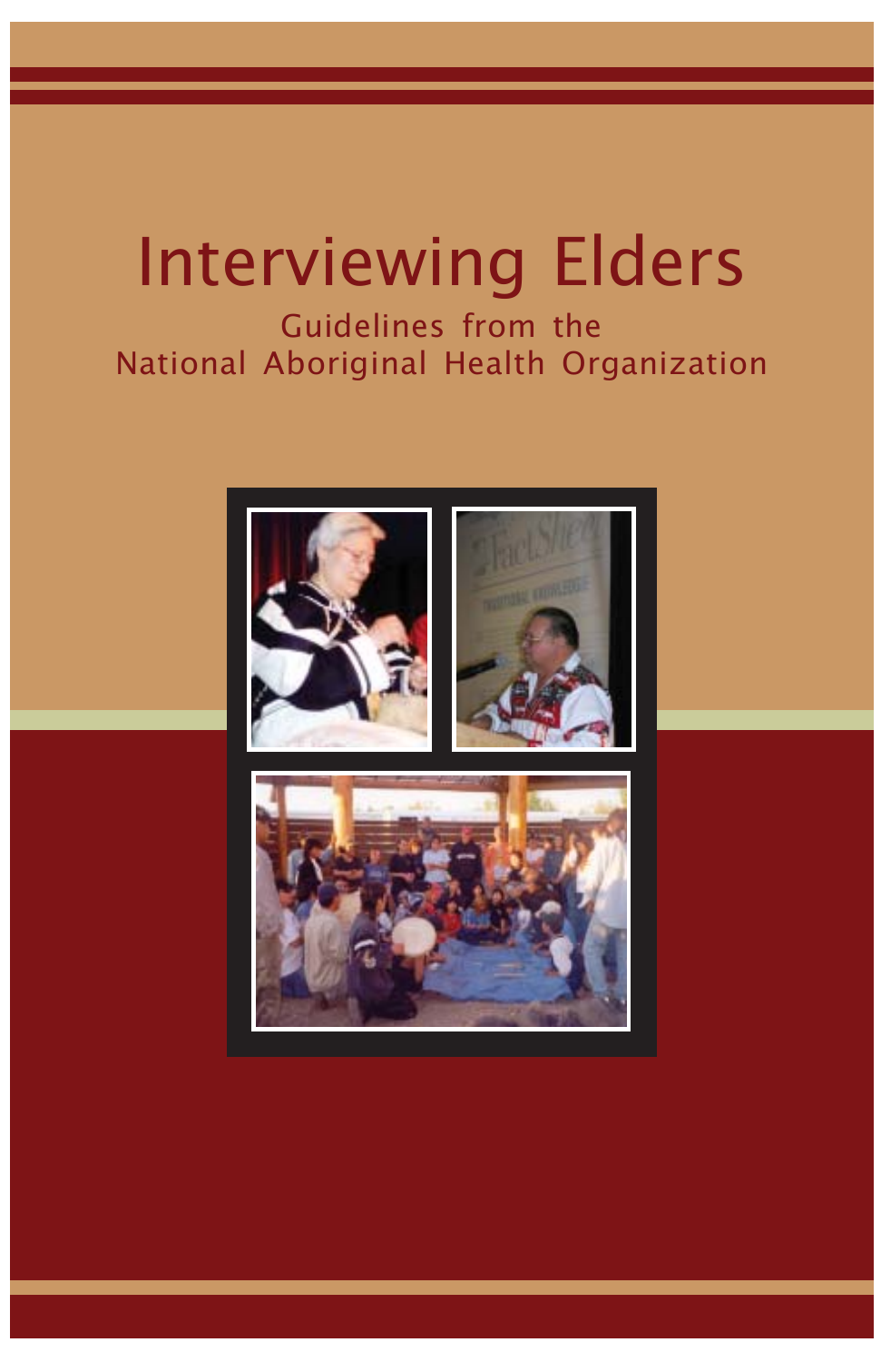# Interviewing Elders

## Guidelines from the National Aboriginal Health Organization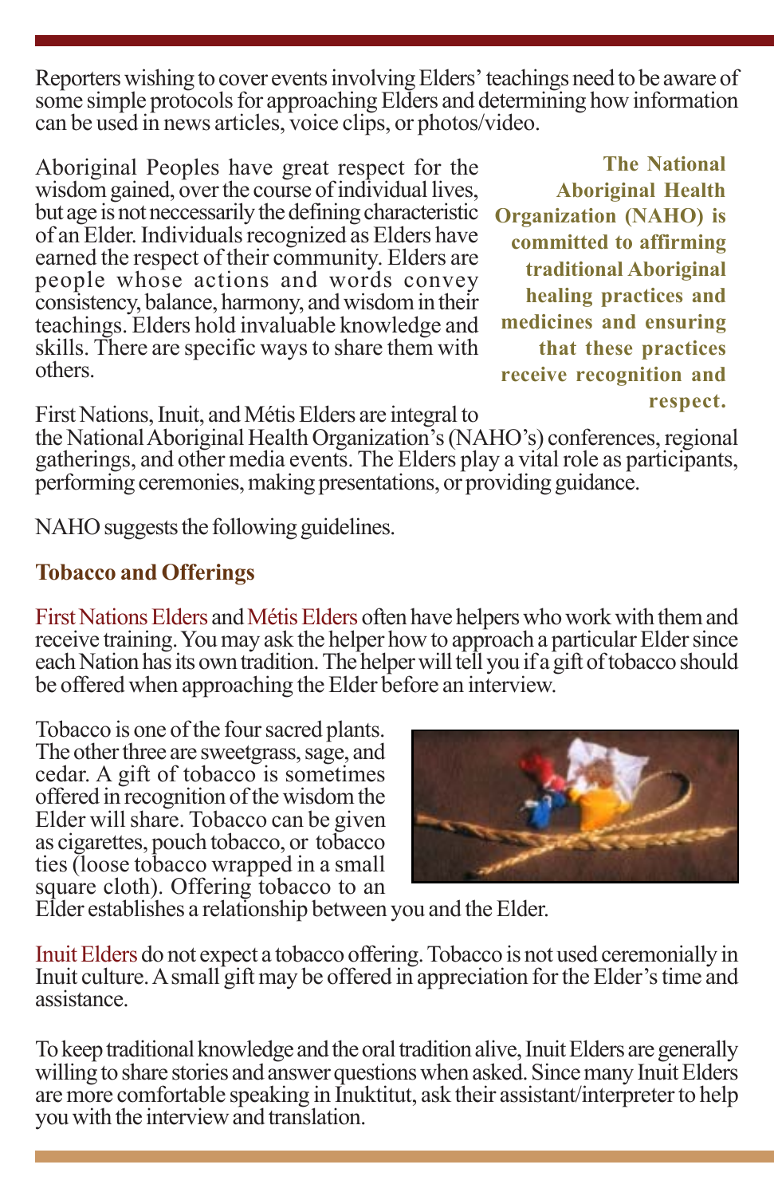Reporters wishing to cover events involving Elders' teachings need to be aware of some simple protocols for approaching Elders and determining how information can be used in news articles, voice clips, or photos/video.

Aboriginal Peoples have great respect for the wisdom gained, over the course of individual lives, but age is not neccessarily the defining characteristic of an Elder. Individuals recognized as Elders have earned the respect of their community. Elders are people whose actions and words convey consistency, balance, harmony, and wisdom in their teachings. Elders hold invaluable knowledge and skills. There are specific ways to share them with others.

**The National Aboriginal Health Organization (NAHO) is committed to affirming traditional Aboriginal healing practices and medicines and ensuring that these practices receive recognition and respect.**

First Nations, Inuit, and Métis Elders are integral to the National Aboriginal Health Organization's (NAHO's) conferences, regional gatherings, and other media events. The Elders play a vital role as participants, performing ceremonies, making presentations, or providing guidance.

NAHO suggests the following guidelines.

## Tobacco and Offerings

First Nations Elders and Métis Elders often have helpers who work with them and receive training. You may ask the helper how to approach a particular Elder since each Nation has its own tradition. The helper will tell you if a gift of tobacco should be offered when approaching the Elder before an interview.

Tobacco is one of the four sacred plants. The other three are sweetgrass, sage, and cedar. A gift of tobacco is sometimes offered in recognition of the wisdom the Elder will share. Tobacco can be given as cigarettes, pouch tobacco, or tobacco ties (loose tobacco wrapped in a small square cloth). Offering tobacco to an Elder establishes a relationship between you and the Elder.

Inuit Elders do not expect a tobacco offering. Tobacco is not used ceremonially in Inuit culture. A small gift may be offered in appreciation for the Elder's time and assistance.

To keep traditional knowledge and the oral tradition alive, Inuit Elders are generally willing to share stories and answer questions when asked. Since many Inuit Elders are more comfortable speaking in Inuktitut, ask their assistant/interpreter to help you with the interview and translation.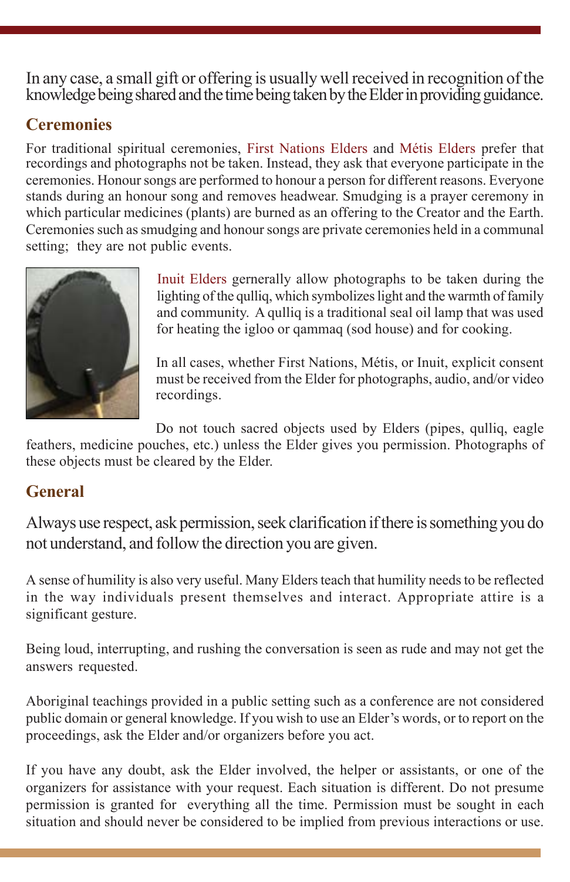In any case, a small gift or offering is usually well received in recognition of the knowledge being shared and the time being taken by the Elder in providing guidance.

## Ceremonies

For traditional spiritual ceremonies, First Nations Elders and Métis Elders prefer that recordings and photographs not be taken. Instead, they ask that everyone participate in the ceremonies. Honour songs are performed to honour a person for different reasons. Everyone stands during an honour song and removes headwear. Smudging is a prayer ceremony in which particular medicines (plants) are burned as an offering to the Creator and the Earth. Ceremonies such as smudging and honour songs are private ceremonies held in a communal setting; they are not public events.

Inuit Elders gernerally allow photographs to be taken during the lighting of the qulliq, which symbolizes light and the warmth of family and community. A qulliq is a traditional seal oil lamp that was used for heating the igloo or qammaq (sod house) and for cooking.

In all cases, whether First Nations, Métis, or Inuit, explicit consent must be received from the Elder for photographs, audio, and/or video recordings.

Do not touch sacred objects used by Elders (pipes, qulliq, eagle feathers, medicine pouches, etc.) unless the Elder gives you permission. Photographs of these objects must be cleared by the Elder.

## General

Always use respect, ask permission, seek clarification if there is something you do not understand, and follow the direction you are given.

A sense of humility is also very useful. Many Elders teach that humility needs to be reflected in the way individuals present themselves and interact. Appropriate attire is a significant gesture.

Being loud, interrupting, and rushing the conversation is seen as rude and may not get the answers requested.

Aboriginal teachings provided in a public setting such as a conference are not considered public domain or general knowledge. If you wish to use an Elder's words, or to report on the proceedings, ask the Elder and/or organizers before you act.

If you have any doubt, ask the Elder involved, the helper or assistants, or one of the organizers for assistance with your request. Each situation is different. Do not presume permission is granted for everything all the time. Permission must be sought in each situation and should never be considered to be implied from previous interactions or use.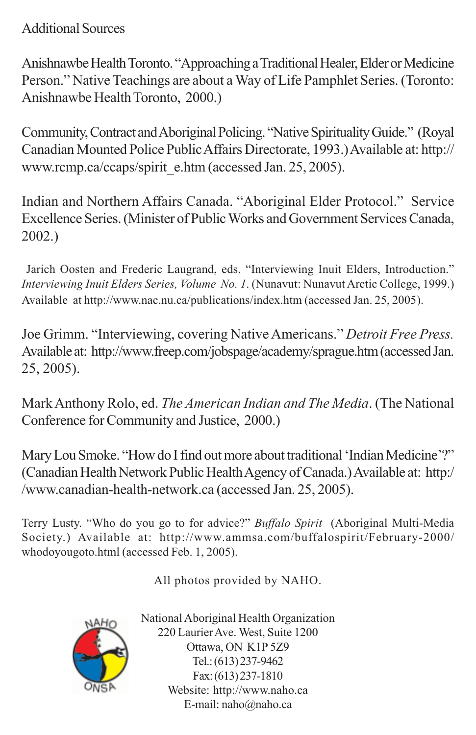## Additional Sources

Anishnawbe Health Toronto. "Approaching a Traditional Healer, Elder or Medicine Person." Native Teachings are about a Way of Life Pamphlet Series. (Toronto: Anishnawbe Health Toronto, 2000.)

Community, Contract and Aboriginal Policing. "Native Spirituality Guide." (Royal Canadian Mounted Police Public Affairs Directorate, 1993.) Available at: http://www.rcmp.ca/ccaps/spirit_e.htm (accessed Jan. 25, 2005).

Indian and Northern Affairs Canada. "Aboriginal Elder Protocol." Service Excellence Series. (Minister of Public Works and Government Services Canada, 2002.)

Jarich Oosten and Frederic Laugrand, eds. "Interviewing Inuit Elders, Introduction." *Interviewing Inuit Elders Series, Volume No. 1*. (Nunavut: Nunavut Arctic College, 1999.) Available at http://www.nac.nu.ca/publications/index.htm (accessed Jan. 25, 2005).

Joe Grimm. "Interviewing, covering Native Americans." *Detroit Free Press.* Available at: http://www.freep.com/jobspage/academy/sprague.htm (accessed Jan. 25, 2005).

Mark Anthony Rolo, ed. *The American Indian and The Media*. (The National Conference for Community and Justice, 2000.)

Mary Lou Smoke. "How do I find out more about traditional 'Indian Medicine'?" (Canadian Health Network Public Health Agency of Canada.) Available at: http://www.canadian-health-network.ca (accessed Jan. 25, 2005).

Terry Lusty. "Who do you go to for advice?" *Buffalo Spirit* (Aboriginal Multi-Media Society.) Available at: http://www.ammsa.com/buffalospirit/February-2000/whodoyougoto.html (accessed Feb. 1, 2005).

All photos provided by NAHO.

National Aboriginal Health Organization
220 Laurier Ave. West, Suite 1200
Ottawa, ON K1P 5Z9
Tel.: (613) 237-9462
Fax: (613) 237-1810
Website: http://www.naho.ca
E-mail: naho@naho.ca